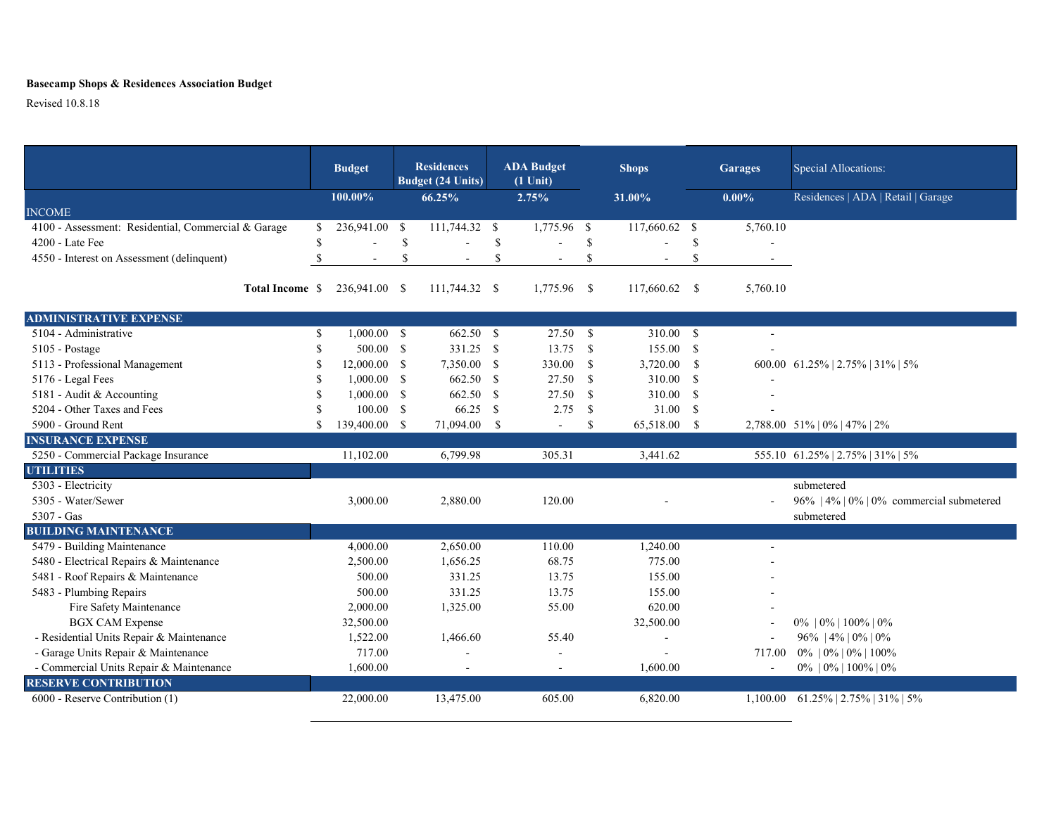**Basecamp Shops & Residences Association Budget**

Revised 10.8.18

| | Budget | Residences Budget (24 Units) | ADA Budget (1 Unit) | Shops | Garages | Special Allocations: |
|---|---|---|---|---|---|---|
| | 100.00% | 66.25% | 2.75% | 31.00% | 0.00% | Residences \| ADA \| Retail \| Garage |
| INCOME | | | | | | |
| 4100 - Assessment: Residential, Commercial & Garage | $ 236,941.00 | $ 111,744.32 | $ 1,775.96 | $ 117,660.62 | $ 5,760.10 | |
| 4200 - Late Fee | $ - | $ - | $ - | $ - | $ - | |
| 4550 - Interest on Assessment (delinquent) | $ - | $ - | $ - | $ - | $ - | |
| **Total Income** | $ 236,941.00 | $ 111,744.32 | $ 1,775.96 | $ 117,660.62 | $ 5,760.10 | |
| **ADMINISTRATIVE EXPENSE** | | | | | | |
| 5104 - Administrative | $ 1,000.00 | $ 662.50 | $ 27.50 | $ 310.00 | $ - | |
| 5105 - Postage | $ 500.00 | $ 331.25 | $ 13.75 | $ 155.00 | $ - | |
| 5113 - Professional Management | $ 12,000.00 | $ 7,350.00 | $ 330.00 | $ 3,720.00 | $ 600.00 | 61.25% \| 2.75% \| 31% \| 5% |
| 5176 - Legal Fees | $ 1,000.00 | $ 662.50 | $ 27.50 | $ 310.00 | $ - | |
| 5181 - Audit & Accounting | $ 1,000.00 | $ 662.50 | $ 27.50 | $ 310.00 | $ - | |
| 5204 - Other Taxes and Fees | $ 100.00 | $ 66.25 | $ 2.75 | $ 31.00 | $ - | |
| 5900 - Ground Rent | $ 139,400.00 | $ 71,094.00 | $ - | $ 65,518.00 | $ 2,788.00 | 51% \| 0% \| 47% \| 2% |
| **INSURANCE EXPENSE** | | | | | | |
| 5250 - Commercial Package Insurance | 11,102.00 | 6,799.98 | 305.31 | 3,441.62 | 555.10 | 61.25% \| 2.75% \| 31% \| 5% |
| **UTILITIES** | | | | | | |
| 5303 - Electricity | | | | | | submetered |
| 5305 - Water/Sewer | 3,000.00 | 2,880.00 | 120.00 | - | - | 96% \| 4% \| 0% \| 0% commercial submetered |
| 5307 - Gas | | | | | | submetered |
| **BUILDING MAINTENANCE** | | | | | | |
| 5479 - Building Maintenance | 4,000.00 | 2,650.00 | 110.00 | 1,240.00 | - | |
| 5480 - Electrical Repairs & Maintenance | 2,500.00 | 1,656.25 | 68.75 | 775.00 | - | |
| 5481 - Roof Repairs & Maintenance | 500.00 | 331.25 | 13.75 | 155.00 | - | |
| 5483 - Plumbing Repairs | 500.00 | 331.25 | 13.75 | 155.00 | - | |
| Fire Safety Maintenance | 2,000.00 | 1,325.00 | 55.00 | 620.00 | - | |
| BGX CAM Expense | 32,500.00 | | | 32,500.00 | - | 0% \| 0% \| 100% \| 0% |
| - Residential Units Repair & Maintenance | 1,522.00 | 1,466.60 | 55.40 | - | - | 96% \| 4% \| 0% \| 0% |
| - Garage Units Repair & Maintenance | 717.00 | - | - | - | 717.00 | 0% \| 0% \| 0% \| 100% |
| - Commercial Units Repair & Maintenance | 1,600.00 | - | - | 1,600.00 | - | 0% \| 0% \| 100% \| 0% |
| **RESERVE CONTRIBUTION** | | | | | | |
| 6000 - Reserve Contribution (1) | 22,000.00 | 13,475.00 | 605.00 | 6,820.00 | 1,100.00 | 61.25% \| 2.75% \| 31% \| 5% |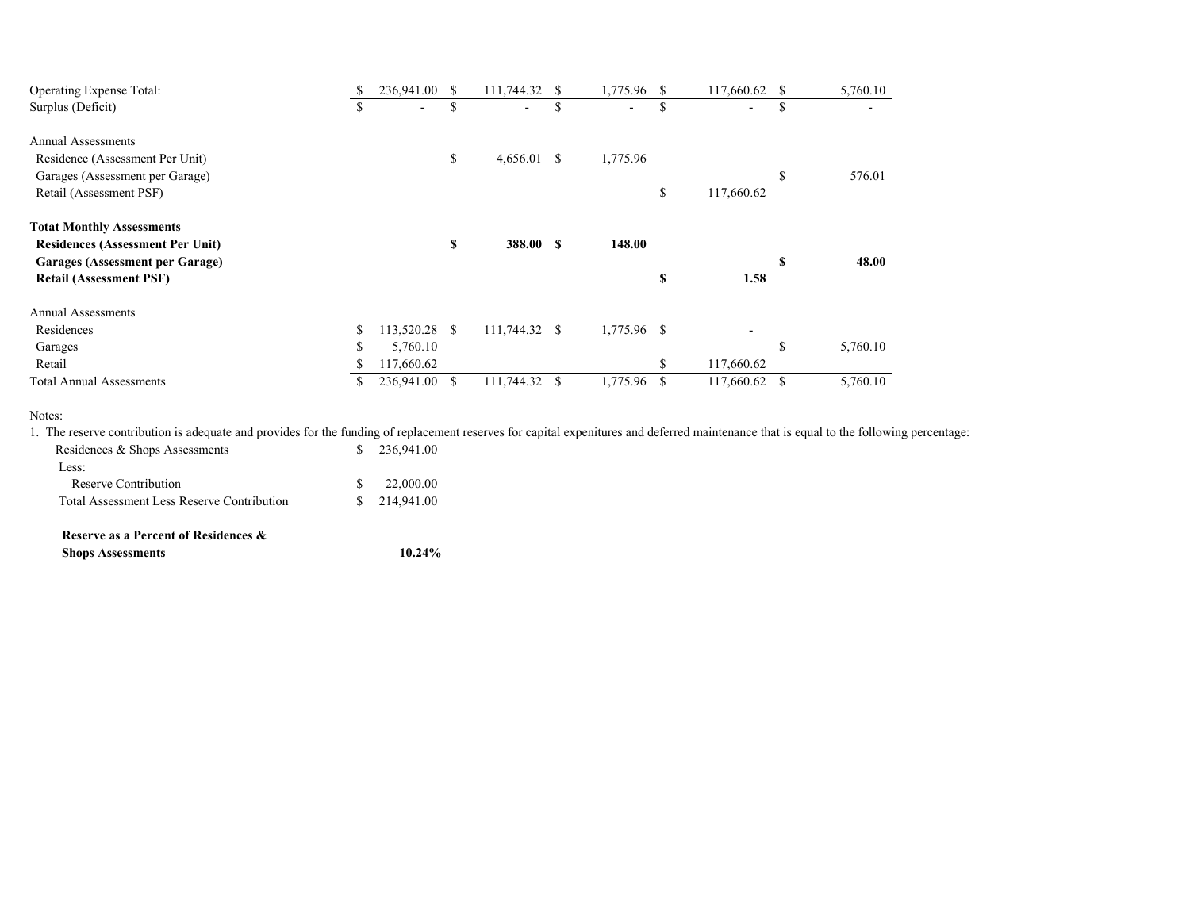| | | | | | |
|---|---|---|---|---|---|
| Operating Expense Total: | $ 236,941.00 | $ 111,744.32 | $ 1,775.96 | $ 117,660.62 | $ 5,760.10 |
| Surplus (Deficit) | $ - | $ - | $ - | $ - | $ - |
| | | | | | |
| Annual Assessments | | | | | |
| Residence (Assessment Per Unit) | | $ 4,656.01 | $ 1,775.96 | | |
| Garages (Assessment per Garage) | | | | | $ 576.01 |
| Retail (Assessment PSF) | | | | $ 117,660.62 | |
| | | | | | |
| **Totat Monthly Assessments** | | | | | |
| **Residences (Assessment Per Unit)** | | **$ 388.00** | **$ 148.00** | | |
| **Garages (Assessment per Garage)** | | | | | **$ 48.00** |
| **Retail (Assessment PSF)** | | | | **$ 1.58** | |
| | | | | | |
| Annual Assessments | | | | | |
| Residences | $ 113,520.28 | $ 111,744.32 | $ 1,775.96 | $ - | |
| Garages | $ 5,760.10 | | | | $ 5,760.10 |
| Retail | $ 117,660.62 | | | $ 117,660.62 | |
| Total Annual Assessments | $ 236,941.00 | $ 111,744.32 | $ 1,775.96 | $ 117,660.62 | $ 5,760.10 |

Notes:

1. The reserve contribution is adequate and provides for the funding of replacement reserves for capital expenitures and deferred maintenance that is equal to the following percentage:

| | |
|---|---|
| Residences & Shops Assessments | $ 236,941.00 |
| Less: | |
| Reserve Contribution | $ 22,000.00 |
| Total Assessment Less Reserve Contribution | $ 214,941.00 |
| | |
| **Reserve as a Percent of Residences & Shops Assessments** | **10.24%** |